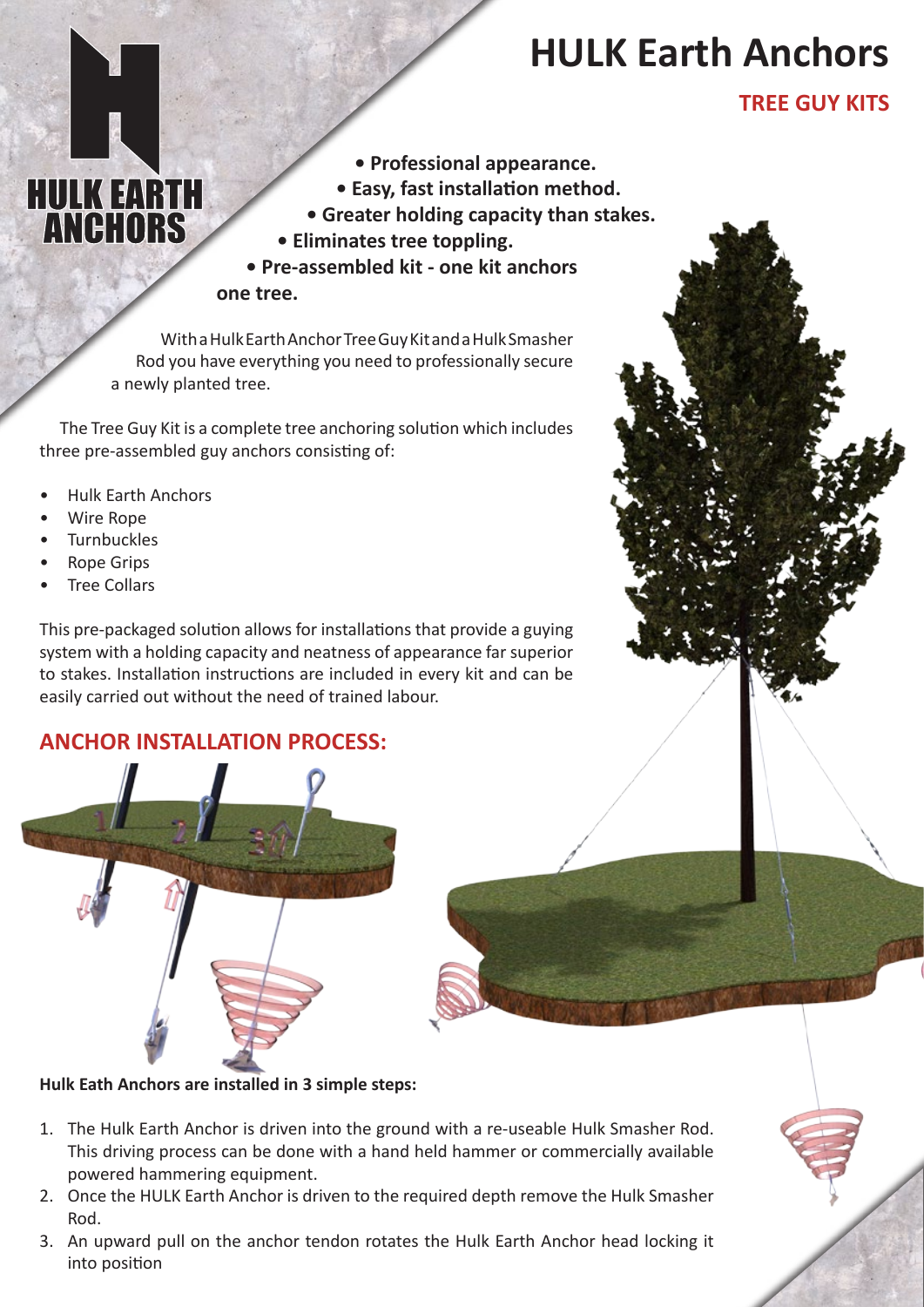# HULK Earth Anchors

## TREE GUY KITS

- **Professional appearance.**
- **Easy, fast installation method.**
- **Greater holding capacity than stakes.**
- **Eliminates tree toppling.**
- **Pre-assembled kit - one kit anchors one tree.**

With a Hulk Earth Anchor Tree Guy Kit and a Hulk Smasher Rod you have everything you need to professionally secure a newly planted tree.

The Tree Guy Kit is a complete tree anchoring solution which includes three pre-assembled guy anchors consisting of:

- Hulk Earth Anchors
- Wire Rope
- Turnbuckles
- Rope Grips
- Tree Collars

This pre-packaged solution allows for installations that provide a guying system with a holding capacity and neatness of appearance far superior to stakes. Installation instructions are included in every kit and can be easily carried out without the need of trained labour.

## ANCHOR INSTALLATION PROCESS:

**Hulk Eath Anchors are installed in 3 simple steps:**

1. The Hulk Earth Anchor is driven into the ground with a re-useable Hulk Smasher Rod. This driving process can be done with a hand held hammer or commercially available powered hammering equipment.
2. Once the HULK Earth Anchor is driven to the required depth remove the Hulk Smasher Rod.
3. An upward pull on the anchor tendon rotates the Hulk Earth Anchor head locking it into position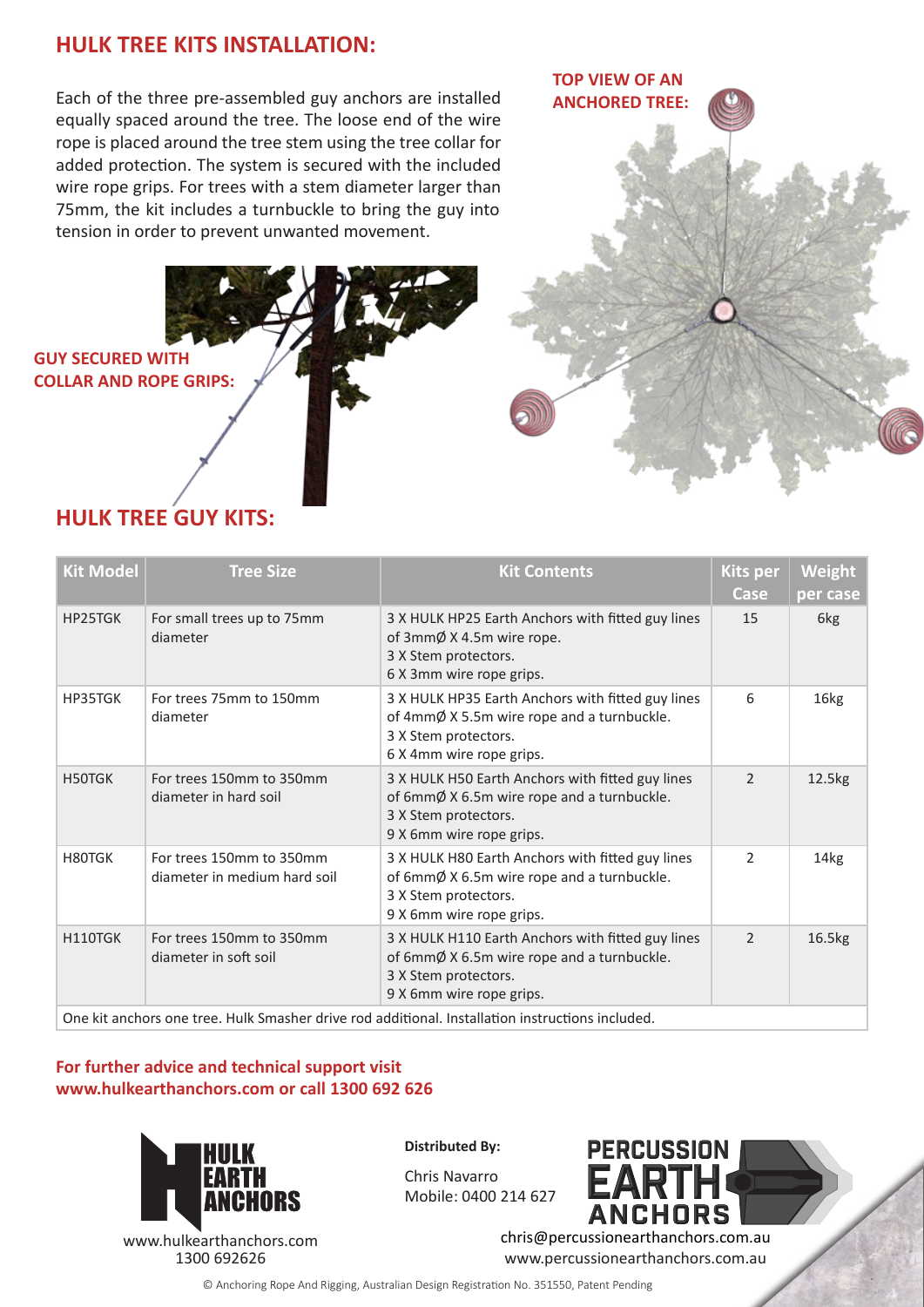## HULK TREE KITS INSTALLATION:

Each of the three pre-assembled guy anchors are installed equally spaced around the tree. The loose end of the wire rope is placed around the tree stem using the tree collar for added protection. The system is secured with the included wire rope grips. For trees with a stem diameter larger than 75mm, the kit includes a turnbuckle to bring the guy into tension in order to prevent unwanted movement.

**TOP VIEW OF AN ANCHORED TREE:**

**GUY SECURED WITH COLLAR AND ROPE GRIPS:**

## HULK TREE GUY KITS:

| Kit Model | Tree Size | Kit Contents | Kits per Case | Weight per case |
|---|---|---|---|---|
| HP25TGK | For small trees up to 75mm diameter | 3 X HULK HP25 Earth Anchors with fitted guy lines of 3mmØ X 4.5m wire rope.<br>3 X Stem protectors.<br>6 X 3mm wire rope grips. | 15 | 6kg |
| HP35TGK | For trees 75mm to 150mm diameter | 3 X HULK HP35 Earth Anchors with fitted guy lines of 4mmØ X 5.5m wire rope and a turnbuckle.<br>3 X Stem protectors.<br>6 X 4mm wire rope grips. | 6 | 16kg |
| H50TGK | For trees 150mm to 350mm diameter in hard soil | 3 X HULK H50 Earth Anchors with fitted guy lines of 6mmØ X 6.5m wire rope and a turnbuckle.<br>3 X Stem protectors.<br>9 X 6mm wire rope grips. | 2 | 12.5kg |
| H80TGK | For trees 150mm to 350mm diameter in medium hard soil | 3 X HULK H80 Earth Anchors with fitted guy lines of 6mmØ X 6.5m wire rope and a turnbuckle.<br>3 X Stem protectors.<br>9 X 6mm wire rope grips. | 2 | 14kg |
| H110TGK | For trees 150mm to 350mm diameter in soft soil | 3 X HULK H110 Earth Anchors with fitted guy lines of 6mmØ X 6.5m wire rope and a turnbuckle.<br>3 X Stem protectors.<br>9 X 6mm wire rope grips. | 2 | 16.5kg |

One kit anchors one tree. Hulk Smasher drive rod additional. Installation instructions included.

**For further advice and technical support visit www.hulkearthanchors.com or call 1300 692 626**

HULK EARTH ANCHORS

www.hulkearthanchors.com
1300 692626

**Distributed By:**

Chris Navarro
Mobile: 0400 214 627

PERCUSSION EARTH ANCHORS

chris@percussionearthanchors.com.au
www.percussionearthanchors.com.au

© Anchoring Rope And Rigging, Australian Design Registration No. 351550, Patent Pending